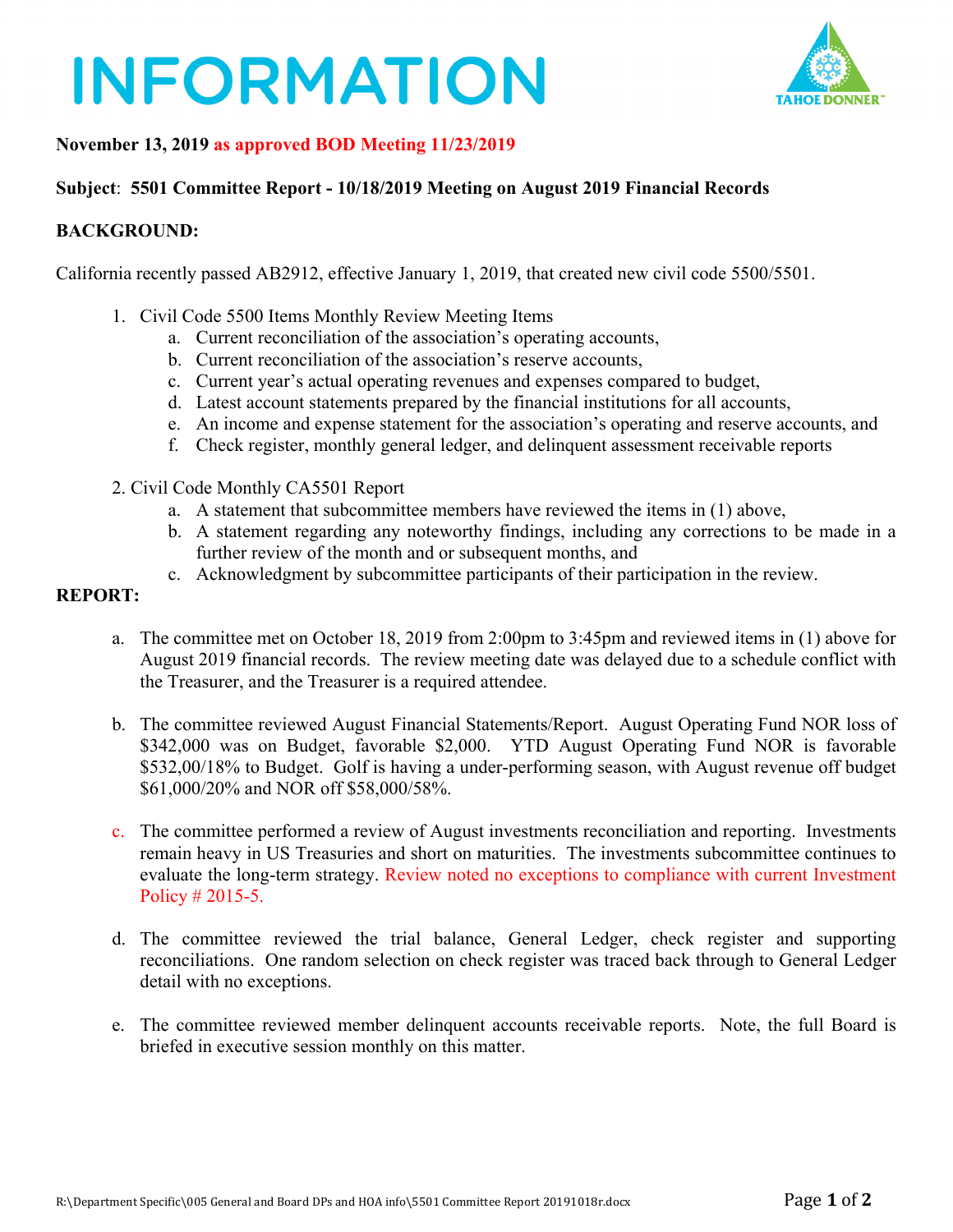# INFORMATION

**November 13, 2019 as approved BOD Meeting 11/23/2019**

**Subject**: **5501 Committee Report - 10/18/2019 Meeting on August 2019 Financial Records**

**BACKGROUND:**

California recently passed AB2912, effective January 1, 2019, that created new civil code 5500/5501.

1. Civil Code 5500 Items Monthly Review Meeting Items
   a. Current reconciliation of the association's operating accounts,
   b. Current reconciliation of the association's reserve accounts,
   c. Current year's actual operating revenues and expenses compared to budget,
   d. Latest account statements prepared by the financial institutions for all accounts,
   e. An income and expense statement for the association's operating and reserve accounts, and
   f. Check register, monthly general ledger, and delinquent assessment receivable reports

2. Civil Code Monthly CA5501 Report
   a. A statement that subcommittee members have reviewed the items in (1) above,
   b. A statement regarding any noteworthy findings, including any corrections to be made in a further review of the month and or subsequent months, and
   c. Acknowledgment by subcommittee participants of their participation in the review.

**REPORT:**

a. The committee met on October 18, 2019 from 2:00pm to 3:45pm and reviewed items in (1) above for August 2019 financial records. The review meeting date was delayed due to a schedule conflict with the Treasurer, and the Treasurer is a required attendee.

b. The committee reviewed August Financial Statements/Report. August Operating Fund NOR loss of $342,000 was on Budget, favorable $2,000. YTD August Operating Fund NOR is favorable $532,00/18% to Budget. Golf is having a under-performing season, with August revenue off budget $61,000/20% and NOR off $58,000/58%.

c. The committee performed a review of August investments reconciliation and reporting. Investments remain heavy in US Treasuries and short on maturities. The investments subcommittee continues to evaluate the long-term strategy. Review noted no exceptions to compliance with current Investment Policy # 2015-5.

d. The committee reviewed the trial balance, General Ledger, check register and supporting reconciliations. One random selection on check register was traced back through to General Ledger detail with no exceptions.

e. The committee reviewed member delinquent accounts receivable reports. Note, the full Board is briefed in executive session monthly on this matter.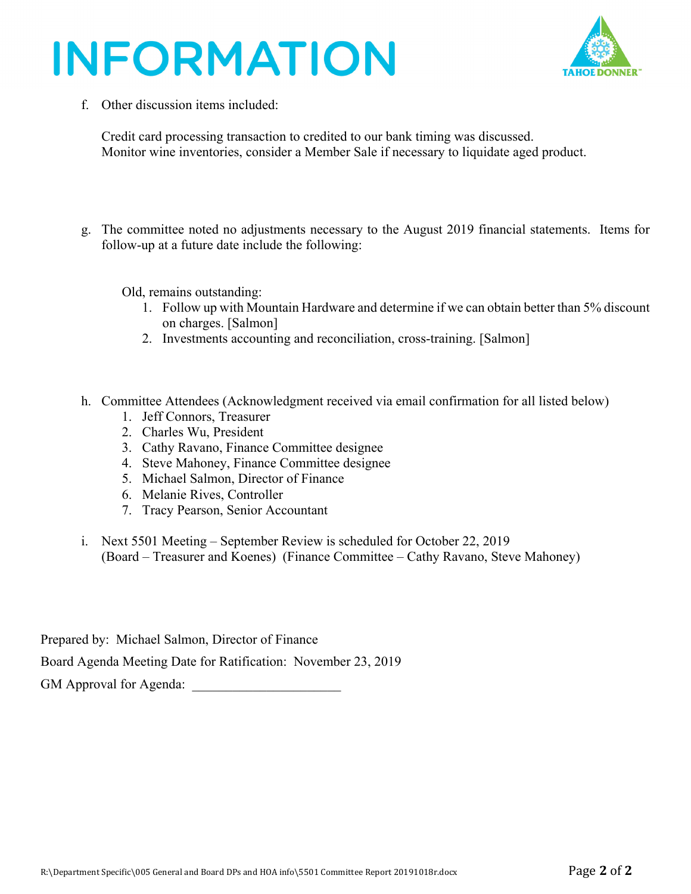# INFORMATION

f. Other discussion items included:

   Credit card processing transaction to credited to our bank timing was discussed.
   Monitor wine inventories, consider a Member Sale if necessary to liquidate aged product.

g. The committee noted no adjustments necessary to the August 2019 financial statements. Items for follow-up at a future date include the following:

   Old, remains outstanding:
   1. Follow up with Mountain Hardware and determine if we can obtain better than 5% discount on charges. [Salmon]
   2. Investments accounting and reconciliation, cross-training. [Salmon]

h. Committee Attendees (Acknowledgment received via email confirmation for all listed below)
   1. Jeff Connors, Treasurer
   2. Charles Wu, President
   3. Cathy Ravano, Finance Committee designee
   4. Steve Mahoney, Finance Committee designee
   5. Michael Salmon, Director of Finance
   6. Melanie Rives, Controller
   7. Tracy Pearson, Senior Accountant

i. Next 5501 Meeting – September Review is scheduled for October 22, 2019
   (Board – Treasurer and Koenes) (Finance Committee – Cathy Ravano, Steve Mahoney)

Prepared by: Michael Salmon, Director of Finance

Board Agenda Meeting Date for Ratification: November 23, 2019

GM Approval for Agenda: ______________________

R:\Department Specific\005 General and Board DPs and HOA info\5501 Committee Report 20191018r.docx